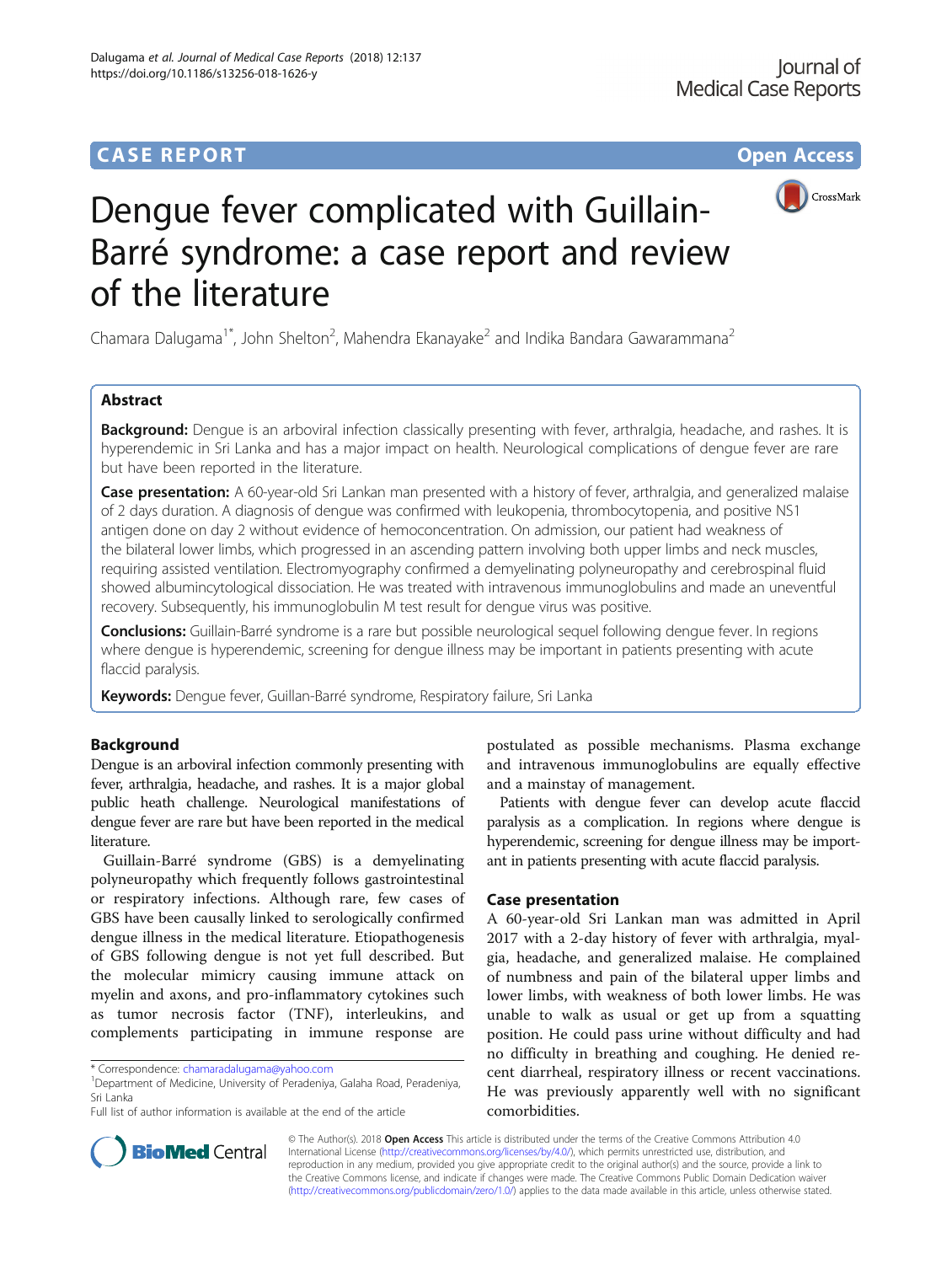CASE REPORT

Open Access

# Dengue fever complicated with Guillain-Barré syndrome: a case report and review of the literature

Chamara Dalugama[1*], John Shelton[2], Mahendra Ekanayake[2] and Indika Bandara Gawarammana[2]

## Abstract

**Background:** Dengue is an arboviral infection classically presenting with fever, arthralgia, headache, and rashes. It is hyperendemic in Sri Lanka and has a major impact on health. Neurological complications of dengue fever are rare but have been reported in the literature.

**Case presentation:** A 60-year-old Sri Lankan man presented with a history of fever, arthralgia, and generalized malaise of 2 days duration. A diagnosis of dengue was confirmed with leukopenia, thrombocytopenia, and positive NS1 antigen done on day 2 without evidence of hemoconcentration. On admission, our patient had weakness of the bilateral lower limbs, which progressed in an ascending pattern involving both upper limbs and neck muscles, requiring assisted ventilation. Electromyography confirmed a demyelinating polyneuropathy and cerebrospinal fluid showed albumincytological dissociation. He was treated with intravenous immunoglobulins and made an uneventful recovery. Subsequently, his immunoglobulin M test result for dengue virus was positive.

**Conclusions:** Guillain-Barré syndrome is a rare but possible neurological sequel following dengue fever. In regions where dengue is hyperendemic, screening for dengue illness may be important in patients presenting with acute flaccid paralysis.

**Keywords:** Dengue fever, Guillan-Barré syndrome, Respiratory failure, Sri Lanka

## Background

Dengue is an arboviral infection commonly presenting with fever, arthralgia, headache, and rashes. It is a major global public heath challenge. Neurological manifestations of dengue fever are rare but have been reported in the medical literature.

Guillain-Barré syndrome (GBS) is a demyelinating polyneuropathy which frequently follows gastrointestinal or respiratory infections. Although rare, few cases of GBS have been causally linked to serologically confirmed dengue illness in the medical literature. Etiopathogenesis of GBS following dengue is not yet full described. But the molecular mimicry causing immune attack on myelin and axons, and pro-inflammatory cytokines such as tumor necrosis factor (TNF), interleukins, and complements participating in immune response are postulated as possible mechanisms. Plasma exchange and intravenous immunoglobulins are equally effective and a mainstay of management.

Patients with dengue fever can develop acute flaccid paralysis as a complication. In regions where dengue is hyperendemic, screening for dengue illness may be important in patients presenting with acute flaccid paralysis.

## Case presentation

A 60-year-old Sri Lankan man was admitted in April 2017 with a 2-day history of fever with arthralgia, myalgia, headache, and generalized malaise. He complained of numbness and pain of the bilateral upper limbs and lower limbs, with weakness of both lower limbs. He was unable to walk as usual or get up from a squatting position. He could pass urine without difficulty and had no difficulty in breathing and coughing. He denied recent diarrheal, respiratory illness or recent vaccinations. He was previously apparently well with no significant comorbidities.

\* Correspondence: chamaradalugama@yahoo.com

[1]Department of Medicine, University of Peradeniya, Galaha Road, Peradeniya, Sri Lanka

Full list of author information is available at the end of the article

© The Author(s). 2018 **Open Access** This article is distributed under the terms of the Creative Commons Attribution 4.0 International License (http://creativecommons.org/licenses/by/4.0/), which permits unrestricted use, distribution, and reproduction in any medium, provided you give appropriate credit to the original author(s) and the source, provide a link to the Creative Commons license, and indicate if changes were made. The Creative Commons Public Domain Dedication waiver (http://creativecommons.org/publicdomain/zero/1.0/) applies to the data made available in this article, unless otherwise stated.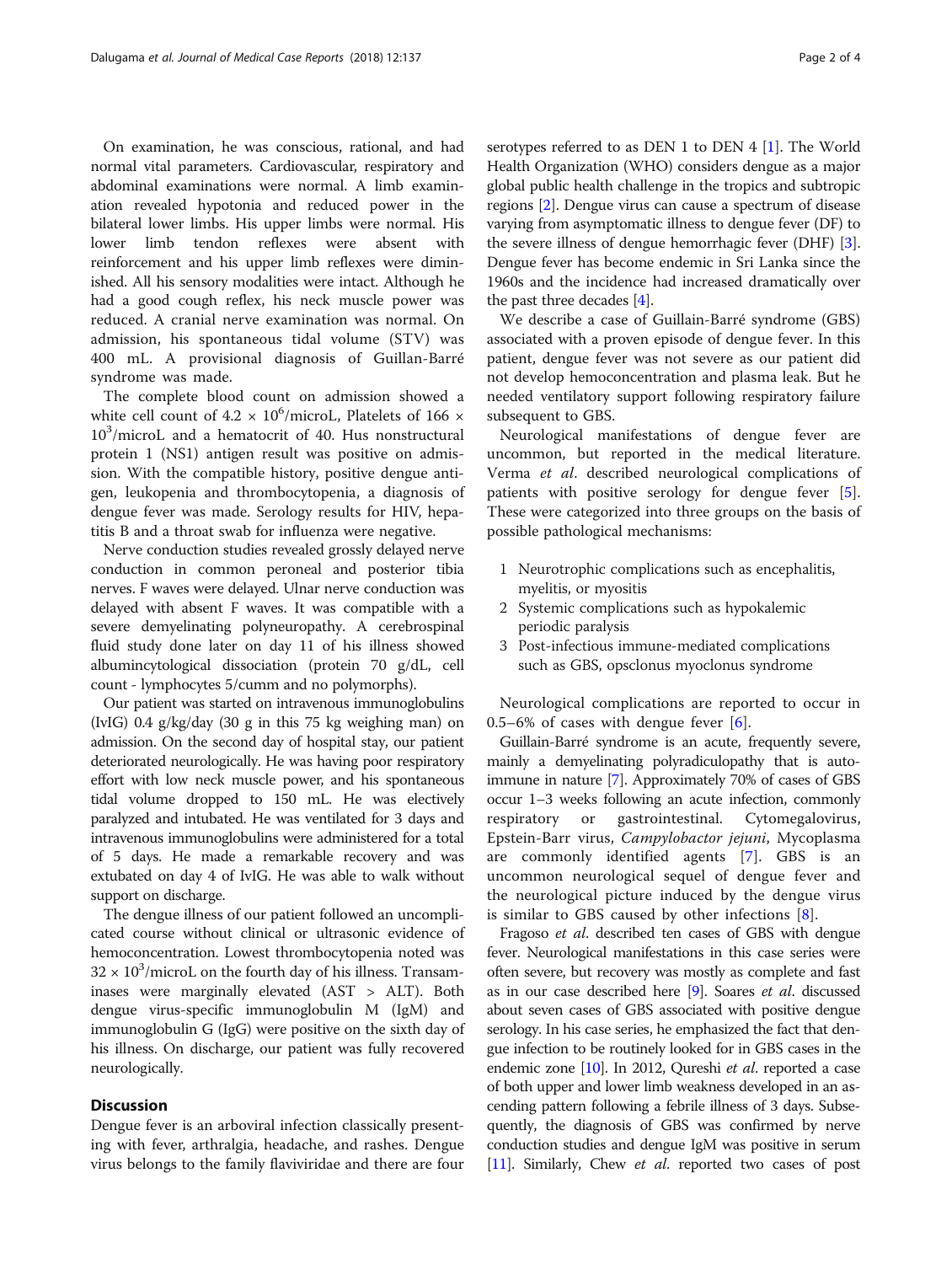On examination, he was conscious, rational, and had normal vital parameters. Cardiovascular, respiratory and abdominal examinations were normal. A limb examination revealed hypotonia and reduced power in the bilateral lower limbs. His upper limbs were normal. His lower limb tendon reflexes were absent with reinforcement and his upper limb reflexes were diminished. All his sensory modalities were intact. Although he had a good cough reflex, his neck muscle power was reduced. A cranial nerve examination was normal. On admission, his spontaneous tidal volume (STV) was 400 mL. A provisional diagnosis of Guillan-Barré syndrome was made.

The complete blood count on admission showed a white cell count of $4.2 \times 10^6$/microL, Platelets of $166 \times 10^3$/microL and a hematocrit of 40. Hus nonstructural protein 1 (NS1) antigen result was positive on admission. With the compatible history, positive dengue antigen, leukopenia and thrombocytopenia, a diagnosis of dengue fever was made. Serology results for HIV, hepatitis B and a throat swab for influenza were negative.

Nerve conduction studies revealed grossly delayed nerve conduction in common peroneal and posterior tibia nerves. F waves were delayed. Ulnar nerve conduction was delayed with absent F waves. It was compatible with a severe demyelinating polyneuropathy. A cerebrospinal fluid study done later on day 11 of his illness showed albumincytological dissociation (protein 70 g/dL, cell count - lymphocytes 5/cumm and no polymorphs).

Our patient was started on intravenous immunoglobulins (IvIG) 0.4 g/kg/day (30 g in this 75 kg weighing man) on admission. On the second day of hospital stay, our patient deteriorated neurologically. He was having poor respiratory effort with low neck muscle power, and his spontaneous tidal volume dropped to 150 mL. He was electively paralyzed and intubated. He was ventilated for 3 days and intravenous immunoglobulins were administered for a total of 5 days. He made a remarkable recovery and was extubated on day 4 of IvIG. He was able to walk without support on discharge.

The dengue illness of our patient followed an uncomplicated course without clinical or ultrasonic evidence of hemoconcentration. Lowest thrombocytopenia noted was $32 \times 10^3$/microL on the fourth day of his illness. Transaminases were marginally elevated (AST > ALT). Both dengue virus-specific immunoglobulin M (IgM) and immunoglobulin G (IgG) were positive on the sixth day of his illness. On discharge, our patient was fully recovered neurologically.

## Discussion

Dengue fever is an arboviral infection classically presenting with fever, arthralgia, headache, and rashes. Dengue virus belongs to the family flaviviridae and there are four serotypes referred to as DEN 1 to DEN 4 [1]. The World Health Organization (WHO) considers dengue as a major global public health challenge in the tropics and subtropic regions [2]. Dengue virus can cause a spectrum of disease varying from asymptomatic illness to dengue fever (DF) to the severe illness of dengue hemorrhagic fever (DHF) [3]. Dengue fever has become endemic in Sri Lanka since the 1960s and the incidence had increased dramatically over the past three decades [4].

We describe a case of Guillain-Barré syndrome (GBS) associated with a proven episode of dengue fever. In this patient, dengue fever was not severe as our patient did not develop hemoconcentration and plasma leak. But he needed ventilatory support following respiratory failure subsequent to GBS.

Neurological manifestations of dengue fever are uncommon, but reported in the medical literature. Verma *et al*. described neurological complications of patients with positive serology for dengue fever [5]. These were categorized into three groups on the basis of possible pathological mechanisms:

1. Neurotrophic complications such as encephalitis, myelitis, or myositis
2. Systemic complications such as hypokalemic periodic paralysis
3. Post-infectious immune-mediated complications such as GBS, opsclonus myoclonus syndrome

Neurological complications are reported to occur in 0.5–6% of cases with dengue fever [6].

Guillain-Barré syndrome is an acute, frequently severe, mainly a demyelinating polyradiculopathy that is autoimmune in nature [7]. Approximately 70% of cases of GBS occur 1–3 weeks following an acute infection, commonly respiratory or gastrointestinal. Cytomegalovirus, Epstein-Barr virus, *Campylobacter jejuni*, Mycoplasma are commonly identified agents [7]. GBS is an uncommon neurological sequel of dengue fever and the neurological picture induced by the dengue virus is similar to GBS caused by other infections [8].

Fragoso *et al*. described ten cases of GBS with dengue fever. Neurological manifestations in this case series were often severe, but recovery was mostly as complete and fast as in our case described here [9]. Soares *et al*. discussed about seven cases of GBS associated with positive dengue serology. In his case series, he emphasized the fact that dengue infection to be routinely looked for in GBS cases in the endemic zone [10]. In 2012, Qureshi *et al*. reported a case of both upper and lower limb weakness developed in an ascending pattern following a febrile illness of 3 days. Subsequently, the diagnosis of GBS was confirmed by nerve conduction studies and dengue IgM was positive in serum [11]. Similarly, Chew *et al*. reported two cases of post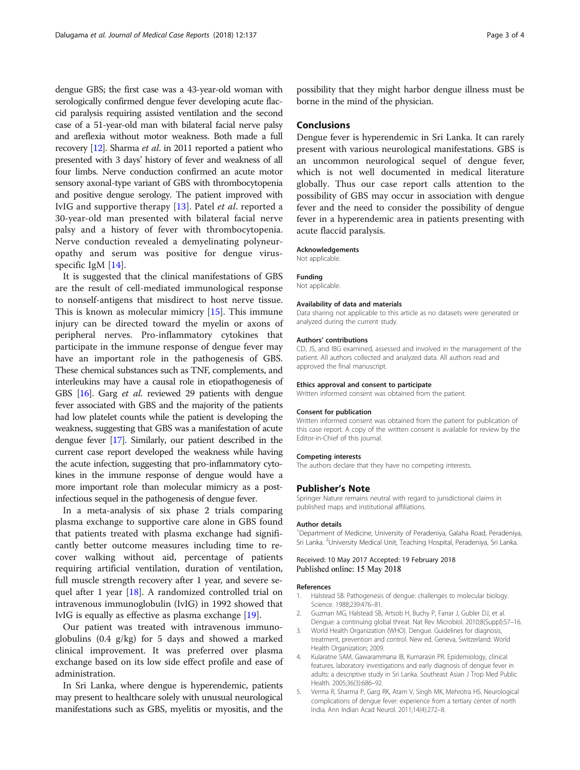dengue GBS; the first case was a 43-year-old woman with serologically confirmed dengue fever developing acute flaccid paralysis requiring assisted ventilation and the second case of a 51-year-old man with bilateral facial nerve palsy and areflexia without motor weakness. Both made a full recovery [12]. Sharma *et al*. in 2011 reported a patient who presented with 3 days' history of fever and weakness of all four limbs. Nerve conduction confirmed an acute motor sensory axonal-type variant of GBS with thrombocytopenia and positive dengue serology. The patient improved with IvIG and supportive therapy [13]. Patel *et al*. reported a 30-year-old man presented with bilateral facial nerve palsy and a history of fever with thrombocytopenia. Nerve conduction revealed a demyelinating polyneuropathy and serum was positive for dengue virus-specific IgM [14].

It is suggested that the clinical manifestations of GBS are the result of cell-mediated immunological response to nonself-antigens that misdirect to host nerve tissue. This is known as molecular mimicry [15]. This immune injury can be directed toward the myelin or axons of peripheral nerves. Pro-inflammatory cytokines that participate in the immune response of dengue fever may have an important role in the pathogenesis of GBS. These chemical substances such as TNF, complements, and interleukins may have a causal role in etiopathogenesis of GBS [16]. Garg *et al*. reviewed 29 patients with dengue fever associated with GBS and the majority of the patients had low platelet counts while the patient is developing the weakness, suggesting that GBS was a manifestation of acute dengue fever [17]. Similarly, our patient described in the current case report developed the weakness while having the acute infection, suggesting that pro-inflammatory cytokines in the immune response of dengue would have a more important role than molecular mimicry as a post-infectious sequel in the pathogenesis of dengue fever.

In a meta-analysis of six phase 2 trials comparing plasma exchange to supportive care alone in GBS found that patients treated with plasma exchange had significantly better outcome measures including time to recover walking without aid, percentage of patients requiring artificial ventilation, duration of ventilation, full muscle strength recovery after 1 year, and severe sequel after 1 year [18]. A randomized controlled trial on intravenous immunoglobulin (IvIG) in 1992 showed that IvIG is equally as effective as plasma exchange [19].

Our patient was treated with intravenous immunoglobulins (0.4 g/kg) for 5 days and showed a marked clinical improvement. It was preferred over plasma exchange based on its low side effect profile and ease of administration.

In Sri Lanka, where dengue is hyperendemic, patients may present to healthcare solely with unusual neurological manifestations such as GBS, myelitis or myositis, and the possibility that they might harbor dengue illness must be borne in the mind of the physician.

## Conclusions

Dengue fever is hyperendemic in Sri Lanka. It can rarely present with various neurological manifestations. GBS is an uncommon neurological sequel of dengue fever, which is not well documented in medical literature globally. Thus our case report calls attention to the possibility of GBS may occur in association with dengue fever and the need to consider the possibility of dengue fever in a hyperendemic area in patients presenting with acute flaccid paralysis.

#### Acknowledgements

Not applicable.

#### Funding

Not applicable.

#### Availability of data and materials

Data sharing not applicable to this article as no datasets were generated or analyzed during the current study.

#### Authors' contributions

CD, JS, and IBG examined, assessed and involved in the management of the patient. All authors collected and analyzed data. All authors read and approved the final manuscript.

#### Ethics approval and consent to participate

Written informed consent was obtained from the patient.

#### Consent for publication

Written informed consent was obtained from the patient for publication of this case report. A copy of the written consent is available for review by the Editor-in-Chief of this journal.

#### Competing interests

The authors declare that they have no competing interests.

## Publisher's Note

Springer Nature remains neutral with regard to jurisdictional claims in published maps and institutional affiliations.

#### Author details

[1]Department of Medicine, University of Peradeniya, Galaha Road, Peradeniya, Sri Lanka. [2]University Medical Unit, Teaching Hospital, Peradeniya, Sri Lanka.

Received: 10 May 2017 Accepted: 19 February 2018
Published online: 15 May 2018

#### References

1. Halstead SB. Pathogenesis of dengue: challenges to molecular biology. Science. 1988;239:476–81.
2. Guzman MG, Halstead SB, Artsob H, Buchy P, Farrar J, Gubler DJ, et al. Dengue: a continuing global threat. Nat Rev Microbiol. 2010;8(Suppl):S7–16.
3. World Health Organization (WHO). Dengue. Guidelines for diagnosis, treatment, prevention and control. New ed. Geneva, Switzerland: World Health Organization; 2009.
4. Kularatne SAM, Gawarammana IB, Kumarasiri PR. Epidemiology, clinical features, laboratory investigations and early diagnosis of dengue fever in adults: a descriptive study in Sri Lanka. Southeast Asian J Trop Med Public Health. 2005;36(3):686–92.
5. Verma R, Sharma P, Garg RK, Atam V, Singh MK, Mehrotra HS. Neurological complications of dengue fever: experience from a tertiary center of north India. Ann Indian Acad Neurol. 2011;14(4):272–8.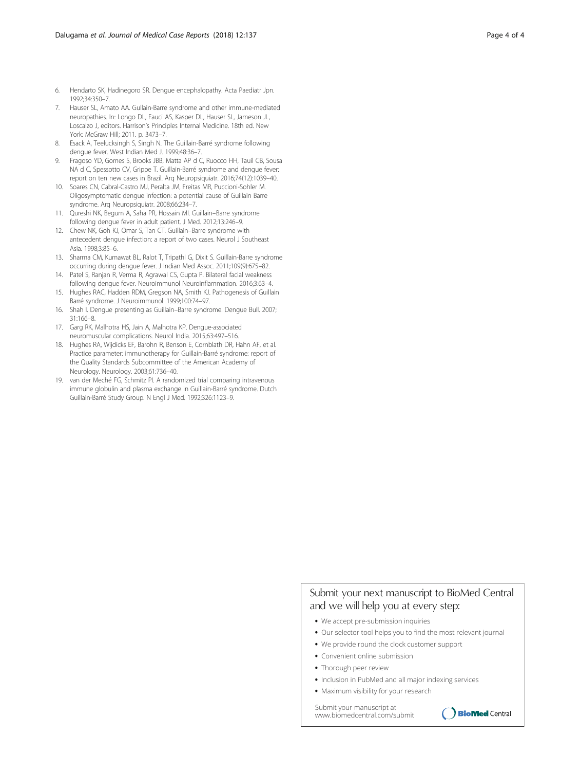6. Hendarto SK, Hadinegoro SR. Dengue encephalopathy. Acta Paediatr Jpn. 1992;34:350–7.
7. Hauser SL, Amato AA. Gullain-Barre syndrome and other immune-mediated neuropathies. In: Longo DL, Fauci AS, Kasper DL, Hauser SL, Jameson JL, Loscalzo J, editors. Harrison's Principles Internal Medicine. 18th ed. New York: McGraw Hill; 2011. p. 3473–7.
8. Esack A, Teelucksingh S, Singh N. The Guillain-Barré syndrome following dengue fever. West Indian Med J. 1999;48:36–7.
9. Fragoso YD, Gomes S, Brooks JBB, Matta AP d C, Ruocco HH, Tauil CB, Sousa NA d C, Spessotto CV, Grippe T. Guillain-Barré syndrome and dengue fever: report on ten new cases in Brazil. Arq Neuropsiquiatr. 2016;74(12):1039–40.
10. Soares CN, Cabral-Castro MJ, Peralta JM, Freitas MR, Puccioni-Sohler M. Oligosymptomatic dengue infection: a potential cause of Guillain Barre syndrome. Arq Neuropsiquiatr. 2008;66:234–7.
11. Qureshi NK, Begum A, Saha PR, Hossain MI. Guillain–Barre syndrome following dengue fever in adult patient. J Med. 2012;13:246–9.
12. Chew NK, Goh KJ, Omar S, Tan CT. Guillain–Barre syndrome with antecedent dengue infection: a report of two cases. Neurol J Southeast Asia. 1998;3:85–6.
13. Sharma CM, Kumawat BL, Ralot T, Tripathi G, Dixit S. Guillain-Barre syndrome occurring during dengue fever. J Indian Med Assoc. 2011;109(9):675–82.
14. Patel S, Ranjan R, Verma R, Agrawal CS, Gupta P. Bilateral facial weakness following dengue fever. Neuroimmunol Neuroinflammation. 2016;3:63–4.
15. Hughes RAC, Hadden RDM, Gregson NA, Smith KJ. Pathogenesis of Guillain Barré syndrome. J Neuroimmunol. 1999;100:74–97.
16. Shah I. Dengue presenting as Guillain–Barre syndrome. Dengue Bull. 2007; 31:166–8.
17. Garg RK, Malhotra HS, Jain A, Malhotra KP. Dengue-associated neuromuscular complications. Neurol India. 2015;63:497–516.
18. Hughes RA, Wijdicks EF, Barohn R, Benson E, Cornblath DR, Hahn AF, et al. Practice parameter: immunotherapy for Guillain-Barré syndrome: report of the Quality Standards Subcommittee of the American Academy of Neurology. Neurology. 2003;61:736–40.
19. van der Meché FG, Schmitz PI. A randomized trial comparing intravenous immune globulin and plasma exchange in Guillain-Barré syndrome. Dutch Guillain-Barré Study Group. N Engl J Med. 1992;326:1123–9.

Submit your next manuscript to BioMed Central and we will help you at every step:

- We accept pre-submission inquiries
- Our selector tool helps you to find the most relevant journal
- We provide round the clock customer support
- Convenient online submission
- Thorough peer review
- Inclusion in PubMed and all major indexing services
- Maximum visibility for your research

Submit your manuscript at
www.biomedcentral.com/submit

BioMed Central